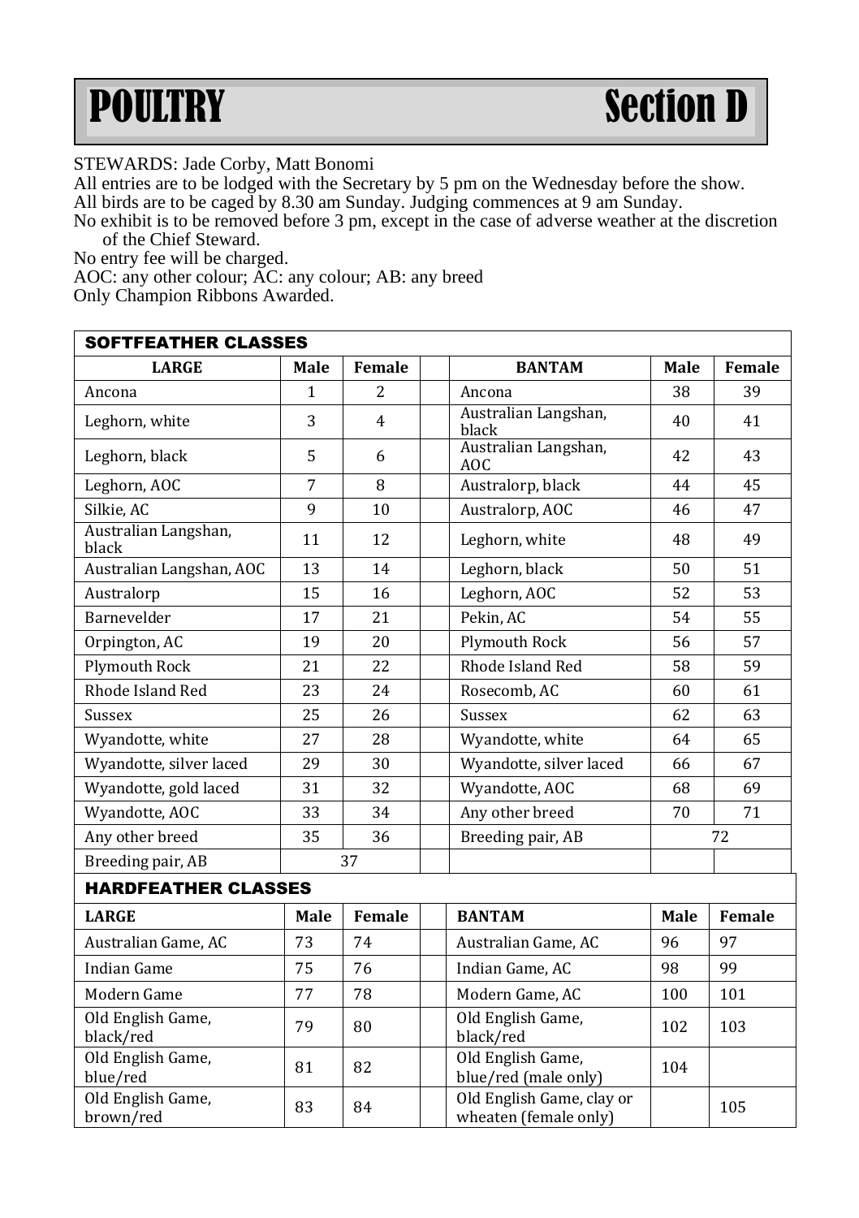# POULTRY Section D

STEWARDS: Jade Corby, Matt Bonomi

All entries are to be lodged with the Secretary by 5 pm on the Wednesday before the show.

All birds are to be caged by 8.30 am Sunday. Judging commences at 9 am Sunday.

No exhibit is to be removed before 3 pm, except in the case of adverse weather at the discretion of the Chief Steward.

No entry fee will be charged.

AOC: any other colour; AC: any colour; AB: any breed

Only Champion Ribbons Awarded.

| SOFTFEATHER CLASSES | | | | | | |
|---|---|---|---|---|---|---|
| **LARGE** | **Male** | **Female** | | **BANTAM** | **Male** | **Female** |
| Ancona | 1 | 2 | | Ancona | 38 | 39 |
| Leghorn, white | 3 | 4 | | Australian Langshan, black | 40 | 41 |
| Leghorn, black | 5 | 6 | | Australian Langshan, AOC | 42 | 43 |
| Leghorn, AOC | 7 | 8 | | Australorp, black | 44 | 45 |
| Silkie, AC | 9 | 10 | | Australorp, AOC | 46 | 47 |
| Australian Langshan, black | 11 | 12 | | Leghorn, white | 48 | 49 |
| Australian Langshan, AOC | 13 | 14 | | Leghorn, black | 50 | 51 |
| Australorp | 15 | 16 | | Leghorn, AOC | 52 | 53 |
| Barnevelder | 17 | 21 | | Pekin, AC | 54 | 55 |
| Orpington, AC | 19 | 20 | | Plymouth Rock | 56 | 57 |
| Plymouth Rock | 21 | 22 | | Rhode Island Red | 58 | 59 |
| Rhode Island Red | 23 | 24 | | Rosecomb, AC | 60 | 61 |
| Sussex | 25 | 26 | | Sussex | 62 | 63 |
| Wyandotte, white | 27 | 28 | | Wyandotte, white | 64 | 65 |
| Wyandotte, silver laced | 29 | 30 | | Wyandotte, silver laced | 66 | 67 |
| Wyandotte, gold laced | 31 | 32 | | Wyandotte, AOC | 68 | 69 |
| Wyandotte, AOC | 33 | 34 | | Any other breed | 70 | 71 |
| Any other breed | 35 | 36 | | Breeding pair, AB | 72 | |
| Breeding pair, AB | 37 | | | | | |
| **HARDFEATHER CLASSES** | | | | | | |
| **LARGE** | **Male** | **Female** | | **BANTAM** | **Male** | **Female** |
| Australian Game, AC | 73 | 74 | | Australian Game, AC | 96 | 97 |
| Indian Game | 75 | 76 | | Indian Game, AC | 98 | 99 |
| Modern Game | 77 | 78 | | Modern Game, AC | 100 | 101 |
| Old English Game, black/red | 79 | 80 | | Old English Game, black/red | 102 | 103 |
| Old English Game, blue/red | 81 | 82 | | Old English Game, blue/red (male only) | 104 | |
| Old English Game, brown/red | 83 | 84 | | Old English Game, clay or wheaten (female only) | | 105 |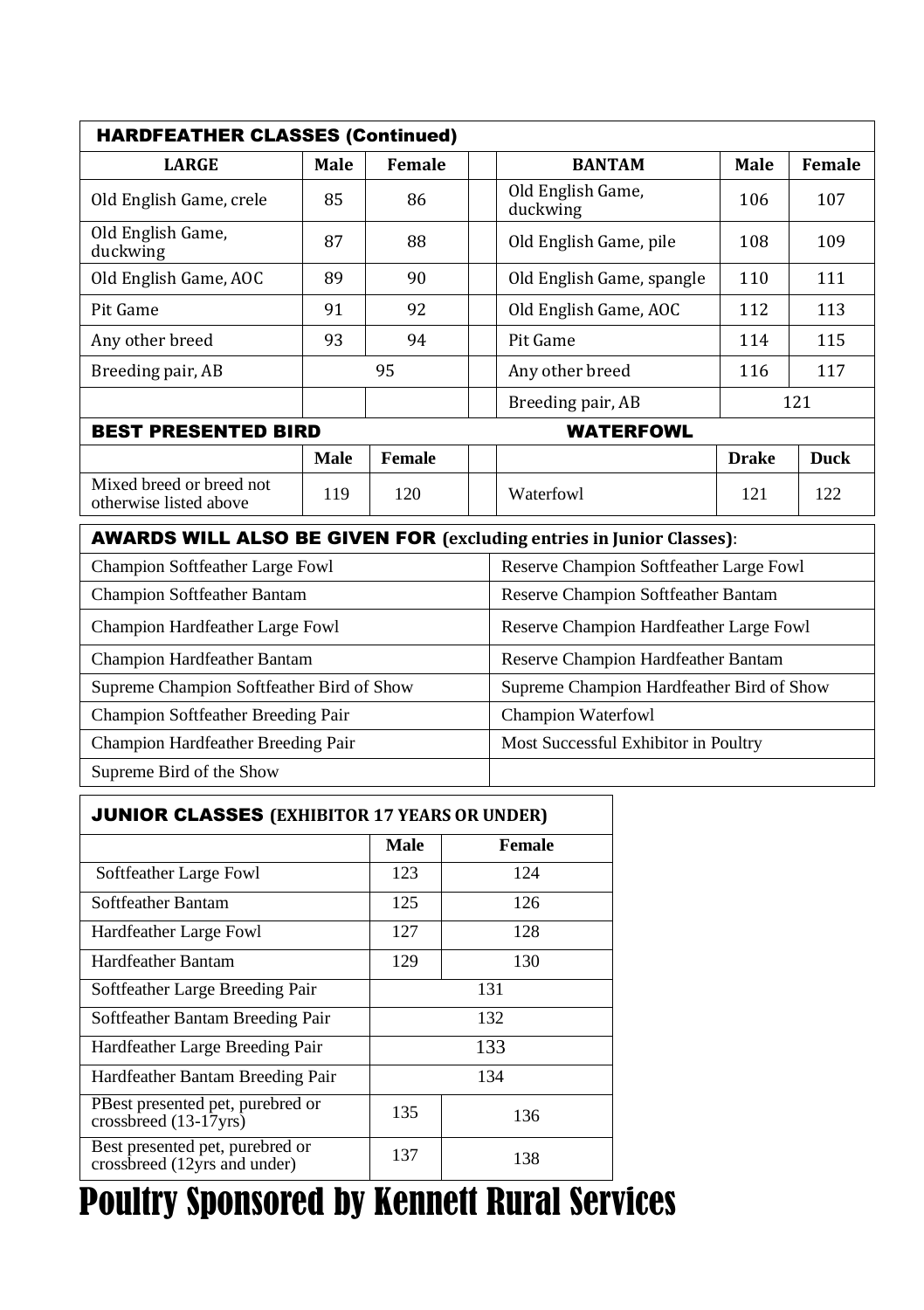| HARDFEATHER CLASSES (Continued) | | | | | | |
|---|---|---|---|---|---|---|
| **LARGE** | **Male** | **Female** | | **BANTAM** | **Male** | **Female** |
| Old English Game, crele | 85 | 86 | | Old English Game, duckwing | 106 | 107 |
| Old English Game, duckwing | 87 | 88 | | Old English Game, pile | 108 | 109 |
| Old English Game, AOC | 89 | 90 | | Old English Game, spangle | 110 | 111 |
| Pit Game | 91 | 92 | | Old English Game, AOC | 112 | 113 |
| Any other breed | 93 | 94 | | Pit Game | 114 | 115 |
| Breeding pair, AB | 95 | | | Any other breed | 116 | 117 |
| | | | | Breeding pair, AB | 121 | |
| **BEST PRESENTED BIRD** | | | | **WATERFOWL** | | |
| | **Male** | **Female** | | | **Drake** | **Duck** |
| Mixed breed or breed not otherwise listed above | 119 | 120 | | Waterfowl | 121 | 122 |

| AWARDS WILL ALSO BE GIVEN FOR (excluding entries in Junior Classes): | |
|---|---|
| Champion Softfeather Large Fowl | Reserve Champion Softfeather Large Fowl |
| Champion Softfeather Bantam | Reserve Champion Softfeather Bantam |
| Champion Hardfeather Large Fowl | Reserve Champion Hardfeather Large Fowl |
| Champion Hardfeather Bantam | Reserve Champion Hardfeather Bantam |
| Supreme Champion Softfeather Bird of Show | Supreme Champion Hardfeather Bird of Show |
| Champion Softfeather Breeding Pair | Champion Waterfowl |
| Champion Hardfeather Breeding Pair | Most Successful Exhibitor in Poultry |
| Supreme Bird of the Show | |

| JUNIOR CLASSES (EXHIBITOR 17 YEARS OR UNDER) | | |
|---|---|---|
| | **Male** | **Female** |
| Softfeather Large Fowl | 123 | 124 |
| Softfeather Bantam | 125 | 126 |
| Hardfeather Large Fowl | 127 | 128 |
| Hardfeather Bantam | 129 | 130 |
| Softfeather Large Breeding Pair | 131 | |
| Softfeather Bantam Breeding Pair | 132 | |
| Hardfeather Large Breeding Pair | 133 | |
| Hardfeather Bantam Breeding Pair | 134 | |
| PBest presented pet, purebred or crossbreed (13-17yrs) | 135 | 136 |
| Best presented pet, purebred or crossbreed (12yrs and under) | 137 | 138 |

# Poultry Sponsored by Kennett Rural Services